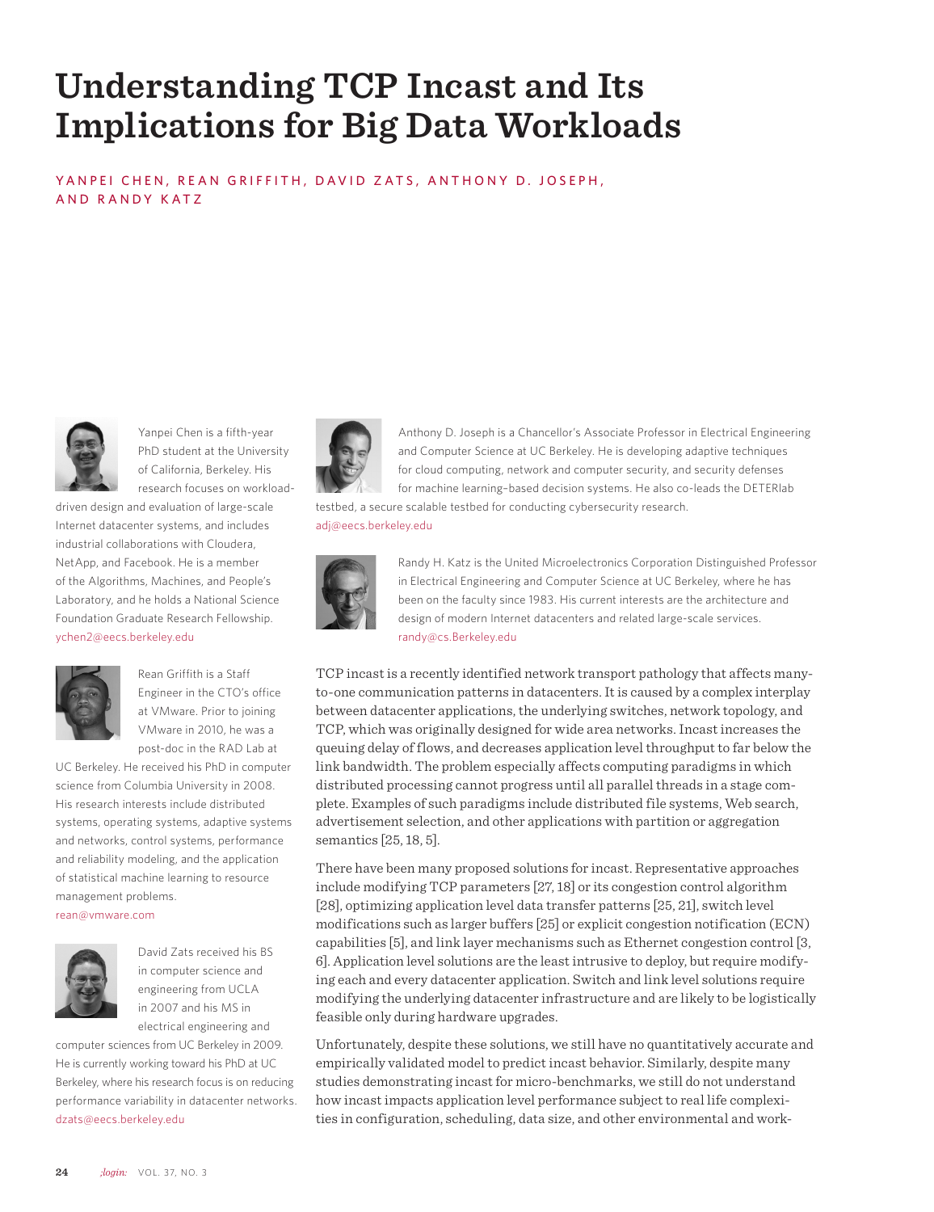# Understanding TCP Incast and Its Implications for Big Data Workloads

YANPEI CHEN, REAN GRIFFITH, DAVID ZATS, ANTHONY D. JOSEPH, AND RANDY KATZ

Yanpei Chen is a fifth-year PhD student at the University of California, Berkeley. His research focuses on workload-driven design and evaluation of large-scale Internet datacenter systems, and includes industrial collaborations with Cloudera, NetApp, and Facebook. He is a member of the Algorithms, Machines, and People's Laboratory, and he holds a National Science Foundation Graduate Research Fellowship. ychen2@eecs.berkeley.edu

Rean Griffith is a Staff Engineer in the CTO's office at VMware. Prior to joining VMware in 2010, he was a post-doc in the RAD Lab at UC Berkeley. He received his PhD in computer science from Columbia University in 2008. His research interests include distributed systems, operating systems, adaptive systems and networks, control systems, performance and reliability modeling, and the application of statistical machine learning to resource management problems. rean@vmware.com

David Zats received his BS in computer science and engineering from UCLA in 2007 and his MS in electrical engineering and computer sciences from UC Berkeley in 2009. He is currently working toward his PhD at UC Berkeley, where his research focus is on reducing performance variability in datacenter networks. dzats@eecs.berkeley.edu

Anthony D. Joseph is a Chancellor's Associate Professor in Electrical Engineering and Computer Science at UC Berkeley. He is developing adaptive techniques for cloud computing, network and computer security, and security defenses for machine learning–based decision systems. He also co-leads the DETERlab testbed, a secure scalable testbed for conducting cybersecurity research. adj@eecs.berkeley.edu

Randy H. Katz is the United Microelectronics Corporation Distinguished Professor in Electrical Engineering and Computer Science at UC Berkeley, where he has been on the faculty since 1983. His current interests are the architecture and design of modern Internet datacenters and related large-scale services. randy@cs.Berkeley.edu

TCP incast is a recently identified network transport pathology that affects many-to-one communication patterns in datacenters. It is caused by a complex interplay between datacenter applications, the underlying switches, network topology, and TCP, which was originally designed for wide area networks. Incast increases the queuing delay of flows, and decreases application level throughput to far below the link bandwidth. The problem especially affects computing paradigms in which distributed processing cannot progress until all parallel threads in a stage complete. Examples of such paradigms include distributed file systems, Web search, advertisement selection, and other applications with partition or aggregation semantics [25, 18, 5].

There have been many proposed solutions for incast. Representative approaches include modifying TCP parameters [27, 18] or its congestion control algorithm [28], optimizing application level data transfer patterns [25, 21], switch level modifications such as larger buffers [25] or explicit congestion notification (ECN) capabilities [5], and link layer mechanisms such as Ethernet congestion control [3, 6]. Application level solutions are the least intrusive to deploy, but require modifying each and every datacenter application. Switch and link level solutions require modifying the underlying datacenter infrastructure and are likely to be logistically feasible only during hardware upgrades.

Unfortunately, despite these solutions, we still have no quantitatively accurate and empirically validated model to predict incast behavior. Similarly, despite many studies demonstrating incast for micro-benchmarks, we still do not understand how incast impacts application level performance subject to real life complexities in configuration, scheduling, data size, and other environmental and work-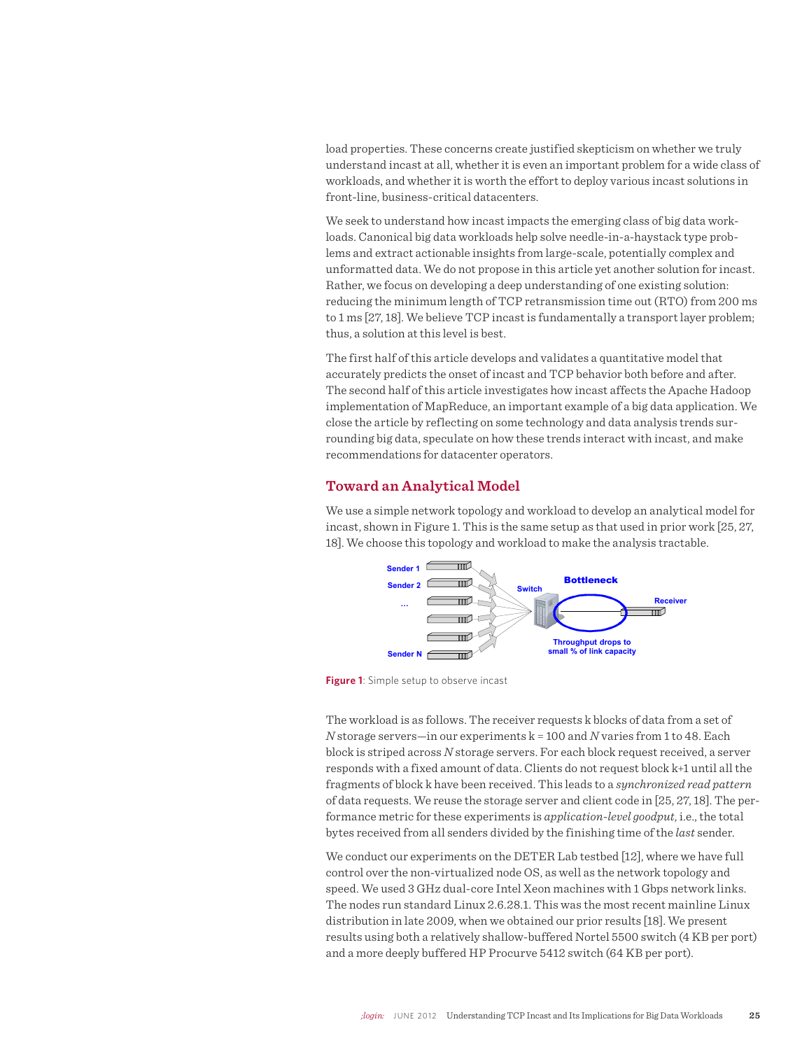load properties. These concerns create justified skepticism on whether we truly understand incast at all, whether it is even an important problem for a wide class of workloads, and whether it is worth the effort to deploy various incast solutions in front-line, business-critical datacenters.

We seek to understand how incast impacts the emerging class of big data workloads. Canonical big data workloads help solve needle-in-a-haystack type problems and extract actionable insights from large-scale, potentially complex and unformatted data. We do not propose in this article yet another solution for incast. Rather, we focus on developing a deep understanding of one existing solution: reducing the minimum length of TCP retransmission time out (RTO) from 200 ms to 1 ms [27, 18]. We believe TCP incast is fundamentally a transport layer problem; thus, a solution at this level is best.

The first half of this article develops and validates a quantitative model that accurately predicts the onset of incast and TCP behavior both before and after. The second half of this article investigates how incast affects the Apache Hadoop implementation of MapReduce, an important example of a big data application. We close the article by reflecting on some technology and data analysis trends surrounding big data, speculate on how these trends interact with incast, and make recommendations for datacenter operators.

## Toward an Analytical Model

We use a simple network topology and workload to develop an analytical model for incast, shown in Figure 1. This is the same setup as that used in prior work [25, 27, 18]. We choose this topology and workload to make the analysis tractable.

**Figure 1**: Simple setup to observe incast

The workload is as follows. The receiver requests k blocks of data from a set of *N* storage servers—in our experiments k = 100 and *N* varies from 1 to 48. Each block is striped across *N* storage servers. For each block request received, a server responds with a fixed amount of data. Clients do not request block k+1 until all the fragments of block k have been received. This leads to a *synchronized read pattern* of data requests. We reuse the storage server and client code in [25, 27, 18]. The performance metric for these experiments is *application-level goodput*, i.e., the total bytes received from all senders divided by the finishing time of the *last* sender.

We conduct our experiments on the DETER Lab testbed [12], where we have full control over the non-virtualized node OS, as well as the network topology and speed. We used 3 GHz dual-core Intel Xeon machines with 1 Gbps network links. The nodes run standard Linux 2.6.28.1. This was the most recent mainline Linux distribution in late 2009, when we obtained our prior results [18]. We present results using both a relatively shallow-buffered Nortel 5500 switch (4 KB per port) and a more deeply buffered HP Procurve 5412 switch (64 KB per port).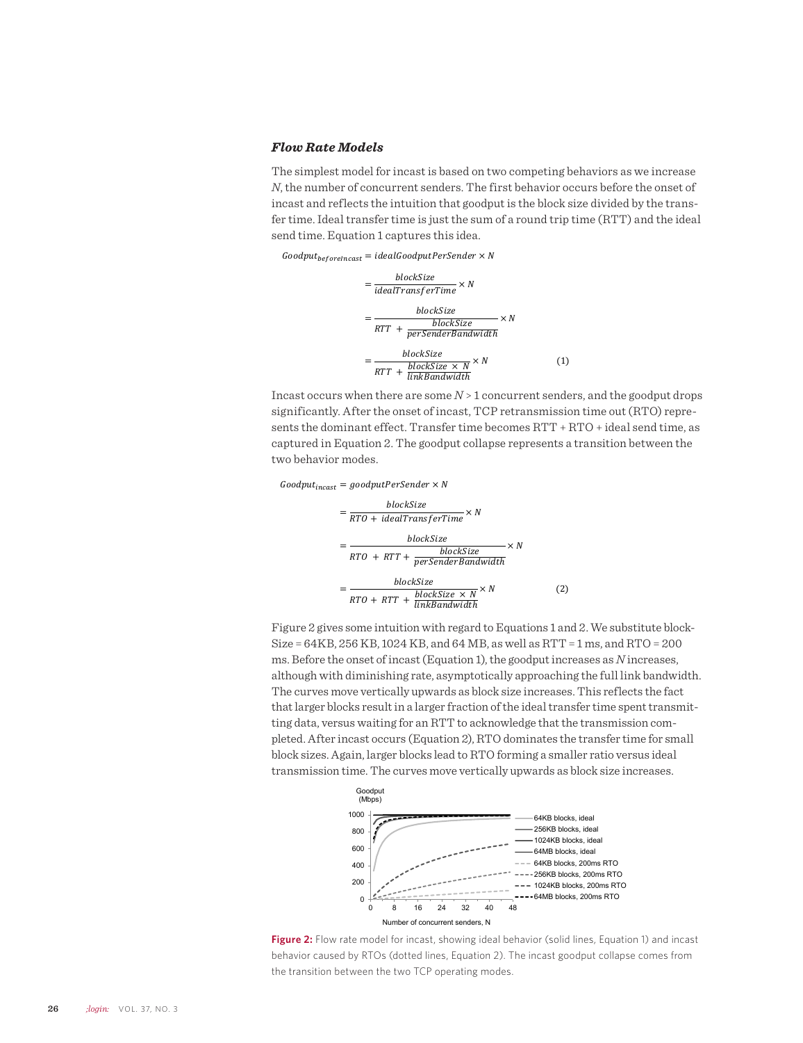### *Flow Rate Models*

The simplest model for incast is based on two competing behaviors as we increase *N*, the number of concurrent senders. The first behavior occurs before the onset of incast and reflects the intuition that goodput is the block size divided by the transfer time. Ideal transfer time is just the sum of a round trip time (RTT) and the ideal send time. Equation 1 captures this idea.

$$
\begin{aligned}
Goodput_{beforeIncast} &= idealGoodputPerSender \times N \\
&= \frac{blockSize}{idealTransferTime} \times N \\
&= \frac{blockSize}{RTT + \frac{blockSize}{perSenderBandwidth}} \times N \\
&= \frac{blockSize}{RTT + \frac{blockSize \times N}{linkBandwidth}} \times N \qquad (1)
\end{aligned}
$$

Incast occurs when there are some $N > 1$ concurrent senders, and the goodput drops significantly. After the onset of incast, TCP retransmission time out (RTO) represents the dominant effect. Transfer time becomes RTT + RTO + ideal send time, as captured in Equation 2. The goodput collapse represents a transition between the two behavior modes.

$$
\begin{aligned}
Goodput_{incast} &= goodputPerSender \times N \\
&= \frac{blockSize}{RTO + idealTransferTime} \times N \\
&= \frac{blockSize}{RTO + RTT + \frac{blockSize}{perSenderBandwidth}} \times N \\
&= \frac{blockSize}{RTO + RTT + \frac{blockSize \times N}{linkBandwidth}} \times N \qquad (2)
\end{aligned}
$$

Figure 2 gives some intuition with regard to Equations 1 and 2. We substitute blockSize = 64KB, 256 KB, 1024 KB, and 64 MB, as well as RTT = 1 ms, and RTO = 200 ms. Before the onset of incast (Equation 1), the goodput increases as *N* increases, although with diminishing rate, asymptotically approaching the full link bandwidth. The curves move vertically upwards as block size increases. This reflects the fact that larger blocks result in a larger fraction of the ideal transfer time spent transmitting data, versus waiting for an RTT to acknowledge that the transmission completed. After incast occurs (Equation 2), RTO dominates the transfer time for small block sizes. Again, larger blocks lead to RTO forming a smaller ratio versus ideal transmission time. The curves move vertically upwards as block size increases.

**Figure 2:** Flow rate model for incast, showing ideal behavior (solid lines, Equation 1) and incast behavior caused by RTOs (dotted lines, Equation 2). The incast goodput collapse comes from the transition between the two TCP operating modes.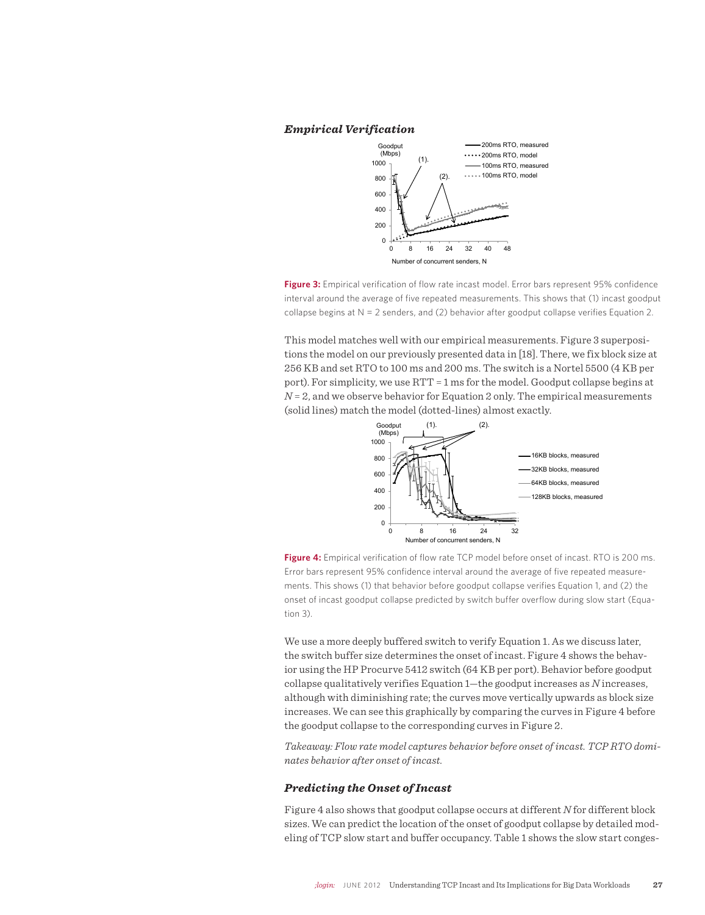### *Empirical Verification*

**Figure 3:** Empirical verification of flow rate incast model. Error bars represent 95% confidence interval around the average of five repeated measurements. This shows that (1) incast goodput collapse begins at N = 2 senders, and (2) behavior after goodput collapse verifies Equation 2.

This model matches well with our empirical measurements. Figure 3 superpositions the model on our previously presented data in [18]. There, we fix block size at 256 KB and set RTO to 100 ms and 200 ms. The switch is a Nortel 5500 (4 KB per port). For simplicity, we use RTT = 1 ms for the model. Goodput collapse begins at $N = 2$, and we observe behavior for Equation 2 only. The empirical measurements (solid lines) match the model (dotted-lines) almost exactly.

**Figure 4:** Empirical verification of flow rate TCP model before onset of incast. RTO is 200 ms. Error bars represent 95% confidence interval around the average of five repeated measurements. This shows (1) that behavior before goodput collapse verifies Equation 1, and (2) the onset of incast goodput collapse predicted by switch buffer overflow during slow start (Equation 3).

We use a more deeply buffered switch to verify Equation 1. As we discuss later, the switch buffer size determines the onset of incast. Figure 4 shows the behavior using the HP Procurve 5412 switch (64 KB per port). Behavior before goodput collapse qualitatively verifies Equation 1—the goodput increases as *N* increases, although with diminishing rate; the curves move vertically upwards as block size increases. We can see this graphically by comparing the curves in Figure 4 before the goodput collapse to the corresponding curves in Figure 2.

*Takeaway: Flow rate model captures behavior before onset of incast. TCP RTO dominates behavior after onset of incast.*

### *Predicting the Onset of Incast*

Figure 4 also shows that goodput collapse occurs at different *N* for different block sizes. We can predict the location of the onset of goodput collapse by detailed modeling of TCP slow start and buffer occupancy. Table 1 shows the slow start conges-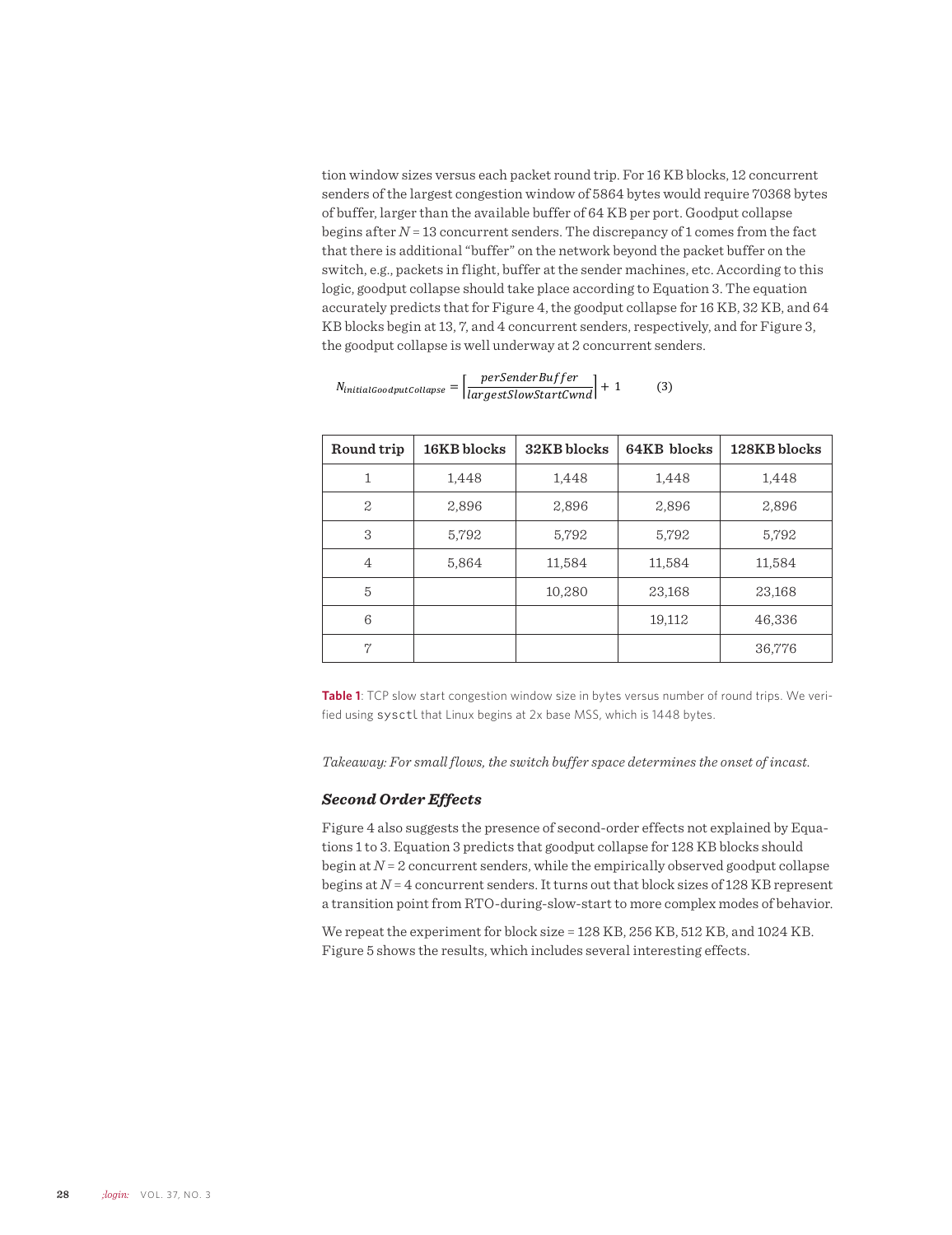tion window sizes versus each packet round trip. For 16 KB blocks, 12 concurrent senders of the largest congestion window of 5864 bytes would require 70368 bytes of buffer, larger than the available buffer of 64 KB per port. Goodput collapse begins after $N = 13$ concurrent senders. The discrepancy of 1 comes from the fact that there is additional "buffer" on the network beyond the packet buffer on the switch, e.g., packets in flight, buffer at the sender machines, etc. According to this logic, goodput collapse should take place according to Equation 3. The equation accurately predicts that for Figure 4, the goodput collapse for 16 KB, 32 KB, and 64 KB blocks begin at 13, 7, and 4 concurrent senders, respectively, and for Figure 3, the goodput collapse is well underway at 2 concurrent senders.

$$N_{initialGoodputCollapse} = \left\lceil \frac{perSenderBuffer}{largestSlowStartCwnd} \right\rceil + 1 \qquad (3)$$

| Round trip | 16KB blocks | 32KB blocks | 64KB blocks | 128KB blocks |
|---|---|---|---|---|
| 1 | 1,448 | 1,448 | 1,448 | 1,448 |
| 2 | 2,896 | 2,896 | 2,896 | 2,896 |
| 3 | 5,792 | 5,792 | 5,792 | 5,792 |
| 4 | 5,864 | 11,584 | 11,584 | 11,584 |
| 5 | | 10,280 | 23,168 | 23,168 |
| 6 | | | 19,112 | 46,336 |
| 7 | | | | 36,776 |

**Table 1**: TCP slow start congestion window size in bytes versus number of round trips. We verified using `sysctl` that Linux begins at 2x base MSS, which is 1448 bytes.

*Takeaway: For small flows, the switch buffer space determines the onset of incast.*

### *Second Order Effects*

Figure 4 also suggests the presence of second-order effects not explained by Equations 1 to 3. Equation 3 predicts that goodput collapse for 128 KB blocks should begin at $N = 2$ concurrent senders, while the empirically observed goodput collapse begins at $N = 4$ concurrent senders. It turns out that block sizes of 128 KB represent a transition point from RTO-during-slow-start to more complex modes of behavior.

We repeat the experiment for block size = 128 KB, 256 KB, 512 KB, and 1024 KB. Figure 5 shows the results, which includes several interesting effects.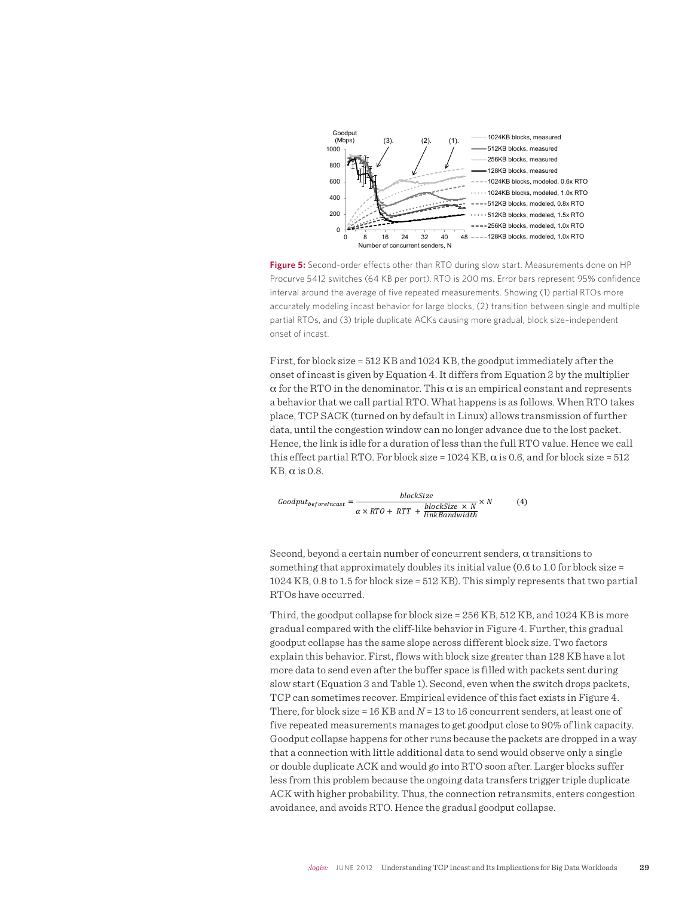**Figure 5:** Second-order effects other than RTO during slow start. Measurements done on HP Procurve 5412 switches (64 KB per port). RTO is 200 ms. Error bars represent 95% confidence interval around the average of five repeated measurements. Showing (1) partial RTOs more accurately modeling incast behavior for large blocks, (2) transition between single and multiple partial RTOs, and (3) triple duplicate ACKs causing more gradual, block size–independent onset of incast.

First, for block size = 512 KB and 1024 KB, the goodput immediately after the onset of incast is given by Equation 4. It differs from Equation 2 by the multiplier $\alpha$ for the RTO in the denominator. This $\alpha$ is an empirical constant and represents a behavior that we call partial RTO. What happens is as follows. When RTO takes place, TCP SACK (turned on by default in Linux) allows transmission of further data, until the congestion window can no longer advance due to the lost packet. Hence, the link is idle for a duration of less than the full RTO value. Hence we call this effect partial RTO. For block size = 1024 KB, $\alpha$ is 0.6, and for block size = 512 KB, $\alpha$ is 0.8.

$$Goodput_{beforeIncast} = \frac{blockSize}{\alpha \times RTO + RTT + \frac{blockSize \times N}{linkBandwidth}} \times N \qquad (4)$$

Second, beyond a certain number of concurrent senders, $\alpha$ transitions to something that approximately doubles its initial value (0.6 to 1.0 for block size = 1024 KB, 0.8 to 1.5 for block size = 512 KB). This simply represents that two partial RTOs have occurred.

Third, the goodput collapse for block size = 256 KB, 512 KB, and 1024 KB is more gradual compared with the cliff-like behavior in Figure 4. Further, this gradual goodput collapse has the same slope across different block size. Two factors explain this behavior. First, flows with block size greater than 128 KB have a lot more data to send even after the buffer space is filled with packets sent during slow start (Equation 3 and Table 1). Second, even when the switch drops packets, TCP can sometimes recover. Empirical evidence of this fact exists in Figure 4. There, for block size = 16 KB and $N$ = 13 to 16 concurrent senders, at least one of five repeated measurements manages to get goodput close to 90% of link capacity. Goodput collapse happens for other runs because the packets are dropped in a way that a connection with little additional data to send would observe only a single or double duplicate ACK and would go into RTO soon after. Larger blocks suffer less from this problem because the ongoing data transfers trigger triple duplicate ACK with higher probability. Thus, the connection retransmits, enters congestion avoidance, and avoids RTO. Hence the gradual goodput collapse.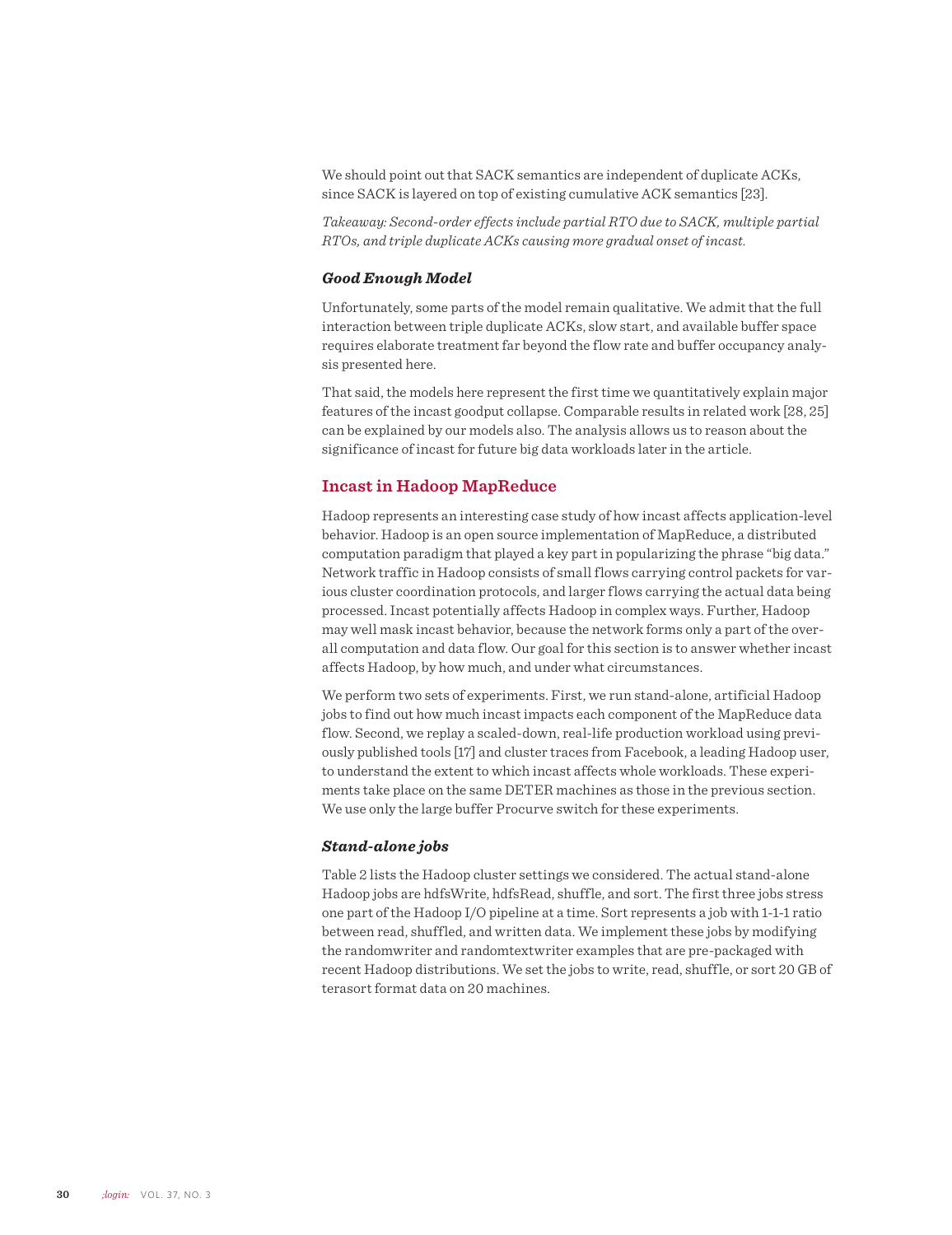We should point out that SACK semantics are independent of duplicate ACKs, since SACK is layered on top of existing cumulative ACK semantics [23].

*Takeaway: Second-order effects include partial RTO due to SACK, multiple partial RTOs, and triple duplicate ACKs causing more gradual onset of incast.*

### *Good Enough Model*

Unfortunately, some parts of the model remain qualitative. We admit that the full interaction between triple duplicate ACKs, slow start, and available buffer space requires elaborate treatment far beyond the flow rate and buffer occupancy analysis presented here.

That said, the models here represent the first time we quantitatively explain major features of the incast goodput collapse. Comparable results in related work [28, 25] can be explained by our models also. The analysis allows us to reason about the significance of incast for future big data workloads later in the article.

## Incast in Hadoop MapReduce

Hadoop represents an interesting case study of how incast affects application-level behavior. Hadoop is an open source implementation of MapReduce, a distributed computation paradigm that played a key part in popularizing the phrase "big data." Network traffic in Hadoop consists of small flows carrying control packets for various cluster coordination protocols, and larger flows carrying the actual data being processed. Incast potentially affects Hadoop in complex ways. Further, Hadoop may well mask incast behavior, because the network forms only a part of the overall computation and data flow. Our goal for this section is to answer whether incast affects Hadoop, by how much, and under what circumstances.

We perform two sets of experiments. First, we run stand-alone, artificial Hadoop jobs to find out how much incast impacts each component of the MapReduce data flow. Second, we replay a scaled-down, real-life production workload using previously published tools [17] and cluster traces from Facebook, a leading Hadoop user, to understand the extent to which incast affects whole workloads. These experiments take place on the same DETER machines as those in the previous section. We use only the large buffer Procurve switch for these experiments.

### *Stand-alone jobs*

Table 2 lists the Hadoop cluster settings we considered. The actual stand-alone Hadoop jobs are hdfsWrite, hdfsRead, shuffle, and sort. The first three jobs stress one part of the Hadoop I/O pipeline at a time. Sort represents a job with 1-1-1 ratio between read, shuffled, and written data. We implement these jobs by modifying the randomwriter and randomtextwriter examples that are pre-packaged with recent Hadoop distributions. We set the jobs to write, read, shuffle, or sort 20 GB of terasort format data on 20 machines.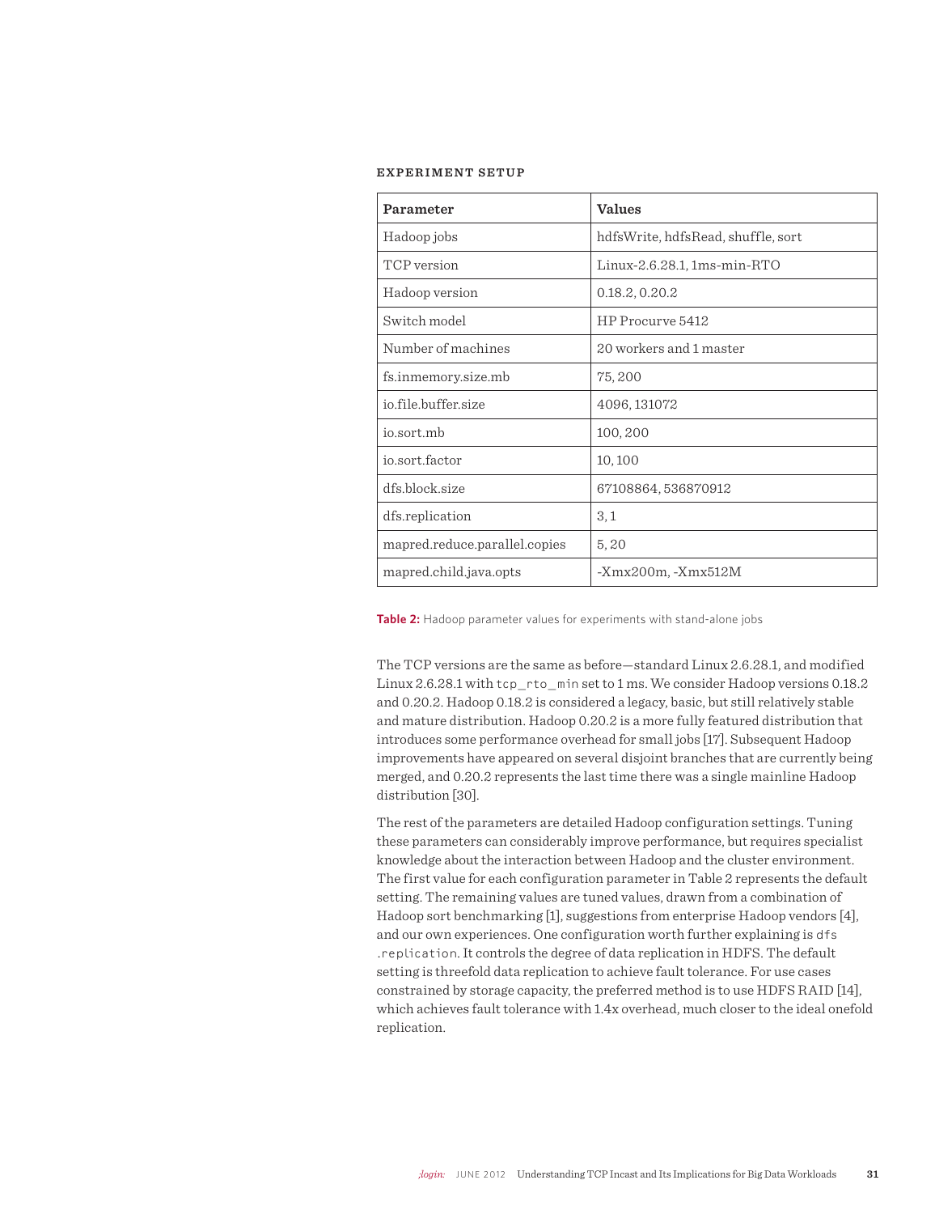### EXPERIMENT SETUP

| Parameter | Values |
|---|---|
| Hadoop jobs | hdfsWrite, hdfsRead, shuffle, sort |
| TCP version | Linux-2.6.28.1, 1ms-min-RTO |
| Hadoop version | 0.18.2, 0.20.2 |
| Switch model | HP Procurve 5412 |
| Number of machines | 20 workers and 1 master |
| fs.inmemory.size.mb | 75, 200 |
| io.file.buffer.size | 4096, 131072 |
| io.sort.mb | 100, 200 |
| io.sort.factor | 10, 100 |
| dfs.block.size | 67108864, 536870912 |
| dfs.replication | 3, 1 |
| mapred.reduce.parallel.copies | 5, 20 |
| mapred.child.java.opts | -Xmx200m, -Xmx512M |

**Table 2:** Hadoop parameter values for experiments with stand-alone jobs

The TCP versions are the same as before—standard Linux 2.6.28.1, and modified Linux 2.6.28.1 with `tcp_rto_min` set to 1 ms. We consider Hadoop versions 0.18.2 and 0.20.2. Hadoop 0.18.2 is considered a legacy, basic, but still relatively stable and mature distribution. Hadoop 0.20.2 is a more fully featured distribution that introduces some performance overhead for small jobs [17]. Subsequent Hadoop improvements have appeared on several disjoint branches that are currently being merged, and 0.20.2 represents the last time there was a single mainline Hadoop distribution [30].

The rest of the parameters are detailed Hadoop configuration settings. Tuning these parameters can considerably improve performance, but requires specialist knowledge about the interaction between Hadoop and the cluster environment. The first value for each configuration parameter in Table 2 represents the default setting. The remaining values are tuned values, drawn from a combination of Hadoop sort benchmarking [1], suggestions from enterprise Hadoop vendors [4], and our own experiences. One configuration worth further explaining is `dfs.replication`. It controls the degree of data replication in HDFS. The default setting is threefold data replication to achieve fault tolerance. For use cases constrained by storage capacity, the preferred method is to use HDFS RAID [14], which achieves fault tolerance with 1.4x overhead, much closer to the ideal onefold replication.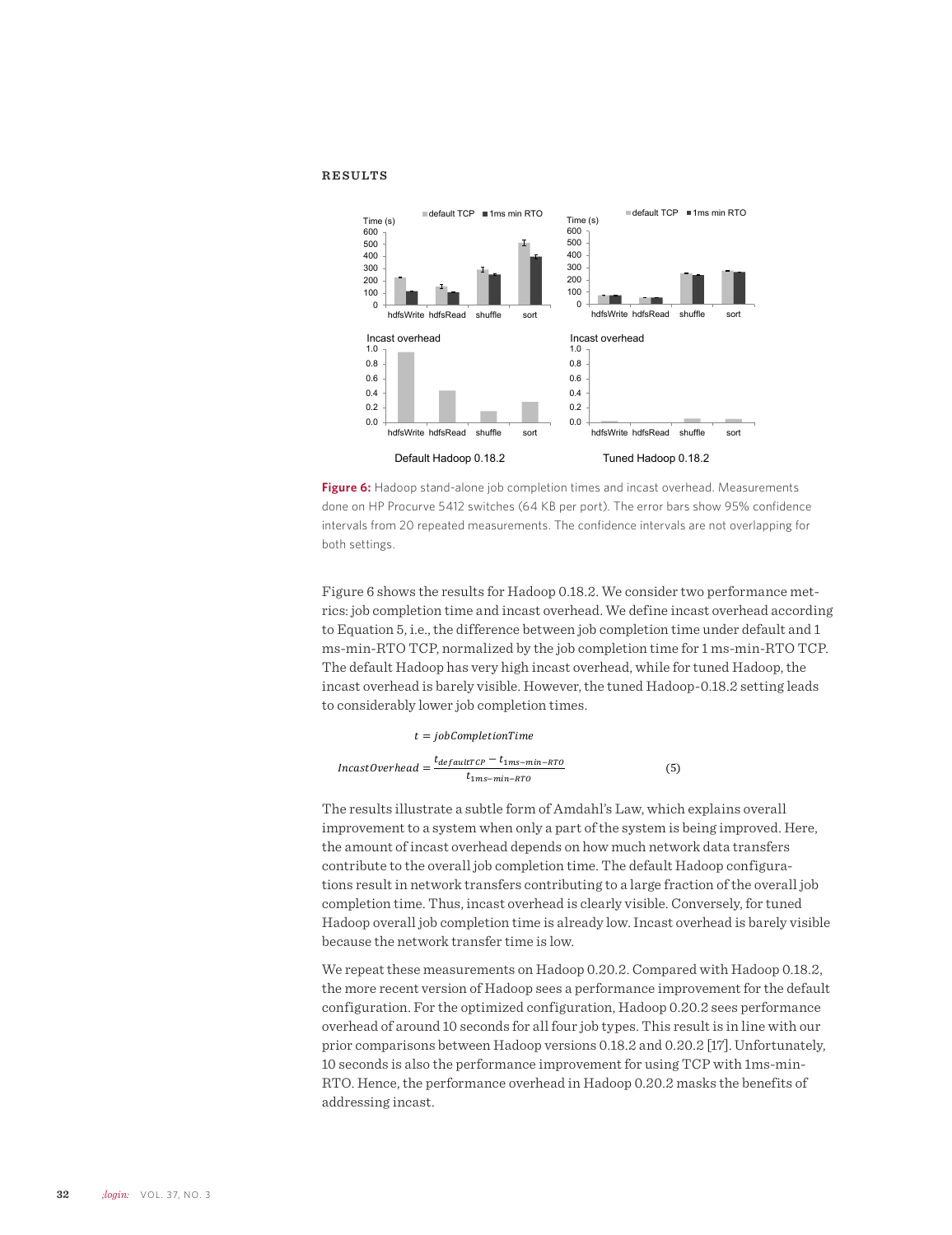## RESULTS

**Figure 6:** Hadoop stand-alone job completion times and incast overhead. Measurements done on HP Procurve 5412 switches (64 KB per port). The error bars show 95% confidence intervals from 20 repeated measurements. The confidence intervals are not overlapping for both settings.

Figure 6 shows the results for Hadoop 0.18.2. We consider two performance metrics: job completion time and incast overhead. We define incast overhead according to Equation 5, i.e., the difference between job completion time under default and 1 ms-min-RTO TCP, normalized by the job completion time for 1 ms-min-RTO TCP. The default Hadoop has very high incast overhead, while for tuned Hadoop, the incast overhead is barely visible. However, the tuned Hadoop-0.18.2 setting leads to considerably lower job completion times.

$$t = jobCompletionTime$$

$$IncastOverhead = \frac{t_{defaultTCP} - t_{1ms-min-RTO}}{t_{1ms-min-RTO}} \qquad (5)$$

The results illustrate a subtle form of Amdahl's Law, which explains overall improvement to a system when only a part of the system is being improved. Here, the amount of incast overhead depends on how much network data transfers contribute to the overall job completion time. The default Hadoop configurations result in network transfers contributing to a large fraction of the overall job completion time. Thus, incast overhead is clearly visible. Conversely, for tuned Hadoop overall job completion time is already low. Incast overhead is barely visible because the network transfer time is low.

We repeat these measurements on Hadoop 0.20.2. Compared with Hadoop 0.18.2, the more recent version of Hadoop sees a performance improvement for the default configuration. For the optimized configuration, Hadoop 0.20.2 sees performance overhead of around 10 seconds for all four job types. This result is in line with our prior comparisons between Hadoop versions 0.18.2 and 0.20.2 [17]. Unfortunately, 10 seconds is also the performance improvement for using TCP with 1ms-min-RTO. Hence, the performance overhead in Hadoop 0.20.2 masks the benefits of addressing incast.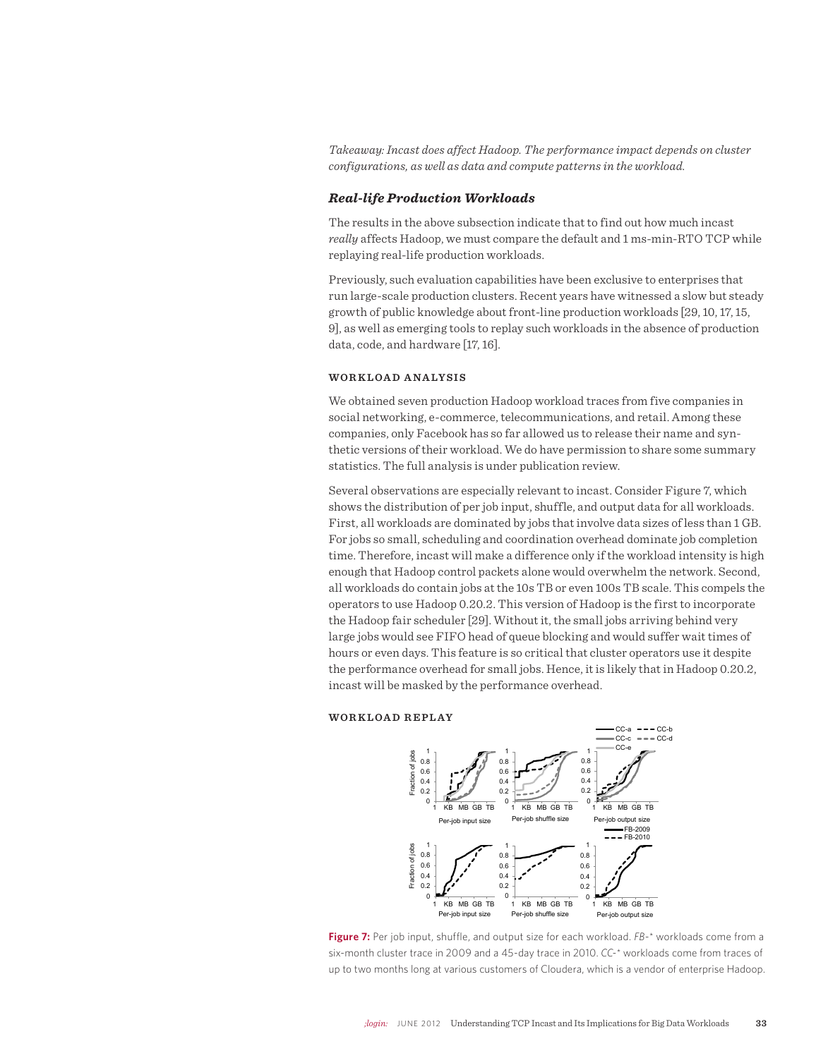*Takeaway: Incast does affect Hadoop. The performance impact depends on cluster configurations, as well as data and compute patterns in the workload.*

## *Real-life Production Workloads*

The results in the above subsection indicate that to find out how much incast *really* affects Hadoop, we must compare the default and 1 ms-min-RTO TCP while replaying real-life production workloads.

Previously, such evaluation capabilities have been exclusive to enterprises that run large-scale production clusters. Recent years have witnessed a slow but steady growth of public knowledge about front-line production workloads [29, 10, 17, 15, 9], as well as emerging tools to replay such workloads in the absence of production data, code, and hardware [17, 16].

### WORKLOAD ANALYSIS

We obtained seven production Hadoop workload traces from five companies in social networking, e-commerce, telecommunications, and retail. Among these companies, only Facebook has so far allowed us to release their name and synthetic versions of their workload. We do have permission to share some summary statistics. The full analysis is under publication review.

Several observations are especially relevant to incast. Consider Figure 7, which shows the distribution of per job input, shuffle, and output data for all workloads. First, all workloads are dominated by jobs that involve data sizes of less than 1 GB. For jobs so small, scheduling and coordination overhead dominate job completion time. Therefore, incast will make a difference only if the workload intensity is high enough that Hadoop control packets alone would overwhelm the network. Second, all workloads do contain jobs at the 10s TB or even 100s TB scale. This compels the operators to use Hadoop 0.20.2. This version of Hadoop is the first to incorporate the Hadoop fair scheduler [29]. Without it, the small jobs arriving behind very large jobs would see FIFO head of queue blocking and would suffer wait times of hours or even days. This feature is so critical that cluster operators use it despite the performance overhead for small jobs. Hence, it is likely that in Hadoop 0.20.2, incast will be masked by the performance overhead.

### WORKLOAD REPLAY

**Figure 7:** Per job input, shuffle, and output size for each workload. *FB-\** workloads come from a six-month cluster trace in 2009 and a 45-day trace in 2010. *CC-\** workloads come from traces of up to two months long at various customers of Cloudera, which is a vendor of enterprise Hadoop.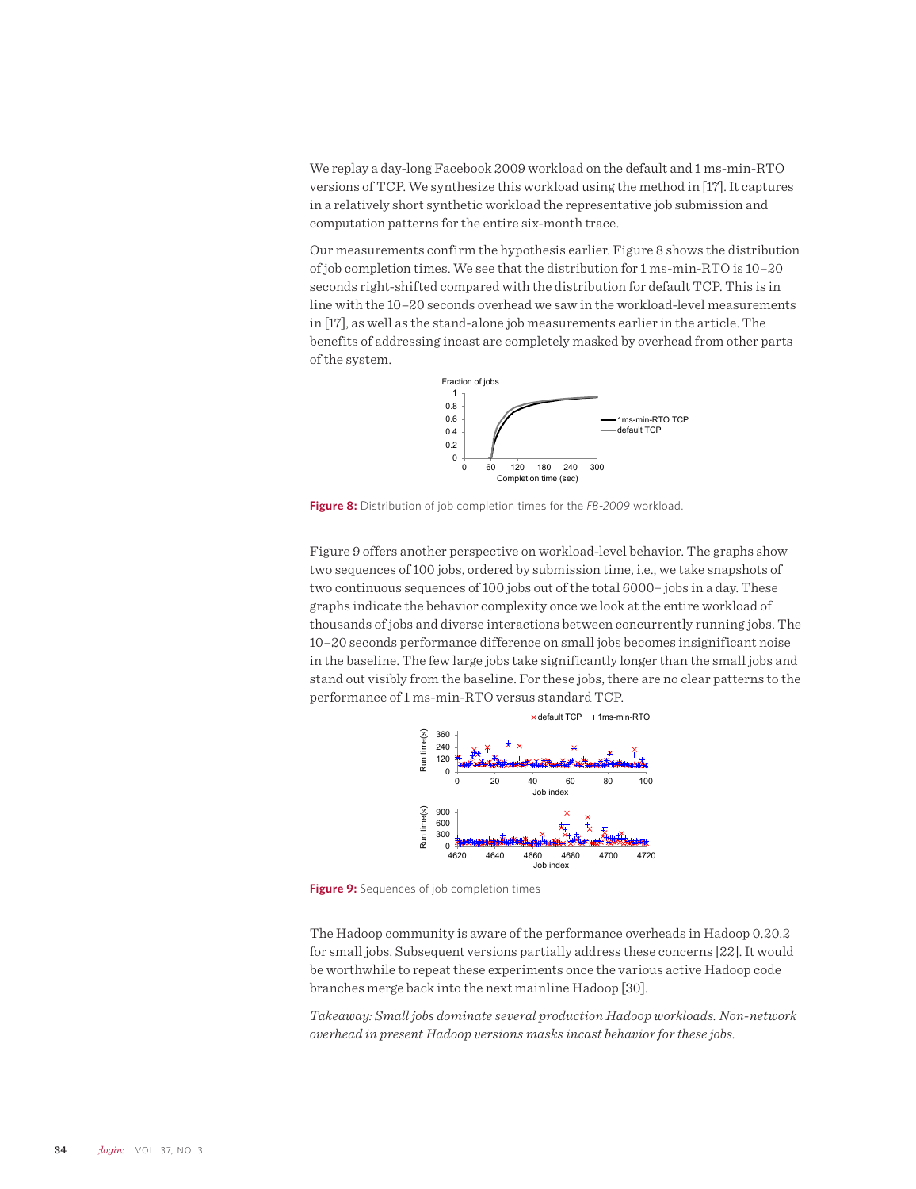We replay a day-long Facebook 2009 workload on the default and 1 ms-min-RTO versions of TCP. We synthesize this workload using the method in [17]. It captures in a relatively short synthetic workload the representative job submission and computation patterns for the entire six-month trace.

Our measurements confirm the hypothesis earlier. Figure 8 shows the distribution of job completion times. We see that the distribution for 1 ms-min-RTO is 10–20 seconds right-shifted compared with the distribution for default TCP. This is in line with the 10–20 seconds overhead we saw in the workload-level measurements in [17], as well as the stand-alone job measurements earlier in the article. The benefits of addressing incast are completely masked by overhead from other parts of the system.

**Figure 8:** Distribution of job completion times for the *FB-2009* workload.

Figure 9 offers another perspective on workload-level behavior. The graphs show two sequences of 100 jobs, ordered by submission time, i.e., we take snapshots of two continuous sequences of 100 jobs out of the total 6000+ jobs in a day. These graphs indicate the behavior complexity once we look at the entire workload of thousands of jobs and diverse interactions between concurrently running jobs. The 10–20 seconds performance difference on small jobs becomes insignificant noise in the baseline. The few large jobs take significantly longer than the small jobs and stand out visibly from the baseline. For these jobs, there are no clear patterns to the performance of 1 ms-min-RTO versus standard TCP.

**Figure 9:** Sequences of job completion times

The Hadoop community is aware of the performance overheads in Hadoop 0.20.2 for small jobs. Subsequent versions partially address these concerns [22]. It would be worthwhile to repeat these experiments once the various active Hadoop code branches merge back into the next mainline Hadoop [30].

*Takeaway: Small jobs dominate several production Hadoop workloads. Non-network overhead in present Hadoop versions masks incast behavior for these jobs.*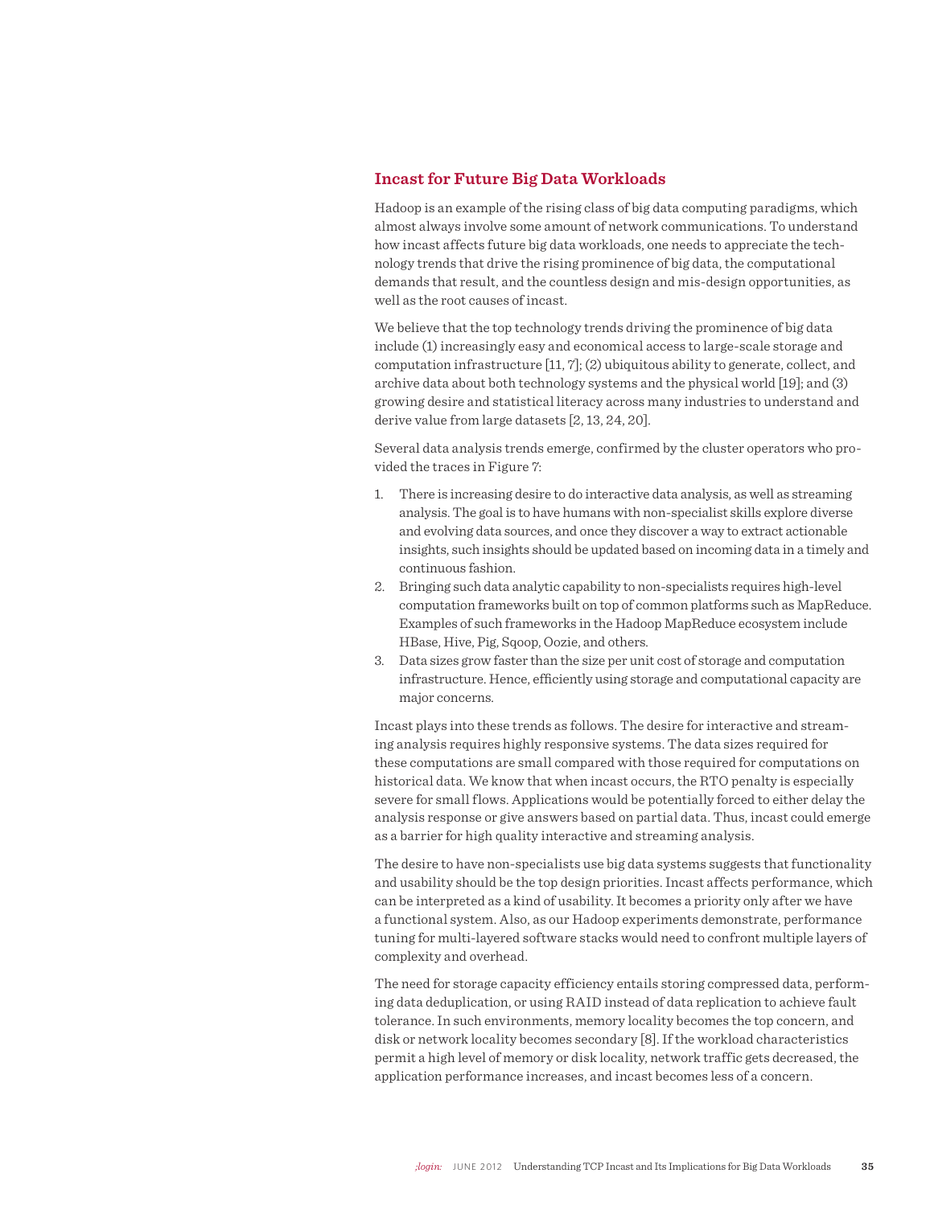## Incast for Future Big Data Workloads

Hadoop is an example of the rising class of big data computing paradigms, which almost always involve some amount of network communications. To understand how incast affects future big data workloads, one needs to appreciate the technology trends that drive the rising prominence of big data, the computational demands that result, and the countless design and mis-design opportunities, as well as the root causes of incast.

We believe that the top technology trends driving the prominence of big data include (1) increasingly easy and economical access to large-scale storage and computation infrastructure [11, 7]; (2) ubiquitous ability to generate, collect, and archive data about both technology systems and the physical world [19]; and (3) growing desire and statistical literacy across many industries to understand and derive value from large datasets [2, 13, 24, 20].

Several data analysis trends emerge, confirmed by the cluster operators who provided the traces in Figure 7:

1. There is increasing desire to do interactive data analysis, as well as streaming analysis. The goal is to have humans with non-specialist skills explore diverse and evolving data sources, and once they discover a way to extract actionable insights, such insights should be updated based on incoming data in a timely and continuous fashion.
2. Bringing such data analytic capability to non-specialists requires high-level computation frameworks built on top of common platforms such as MapReduce. Examples of such frameworks in the Hadoop MapReduce ecosystem include HBase, Hive, Pig, Sqoop, Oozie, and others.
3. Data sizes grow faster than the size per unit cost of storage and computation infrastructure. Hence, efficiently using storage and computational capacity are major concerns.

Incast plays into these trends as follows. The desire for interactive and streaming analysis requires highly responsive systems. The data sizes required for these computations are small compared with those required for computations on historical data. We know that when incast occurs, the RTO penalty is especially severe for small flows. Applications would be potentially forced to either delay the analysis response or give answers based on partial data. Thus, incast could emerge as a barrier for high quality interactive and streaming analysis.

The desire to have non-specialists use big data systems suggests that functionality and usability should be the top design priorities. Incast affects performance, which can be interpreted as a kind of usability. It becomes a priority only after we have a functional system. Also, as our Hadoop experiments demonstrate, performance tuning for multi-layered software stacks would need to confront multiple layers of complexity and overhead.

The need for storage capacity efficiency entails storing compressed data, performing data deduplication, or using RAID instead of data replication to achieve fault tolerance. In such environments, memory locality becomes the top concern, and disk or network locality becomes secondary [8]. If the workload characteristics permit a high level of memory or disk locality, network traffic gets decreased, the application performance increases, and incast becomes less of a concern.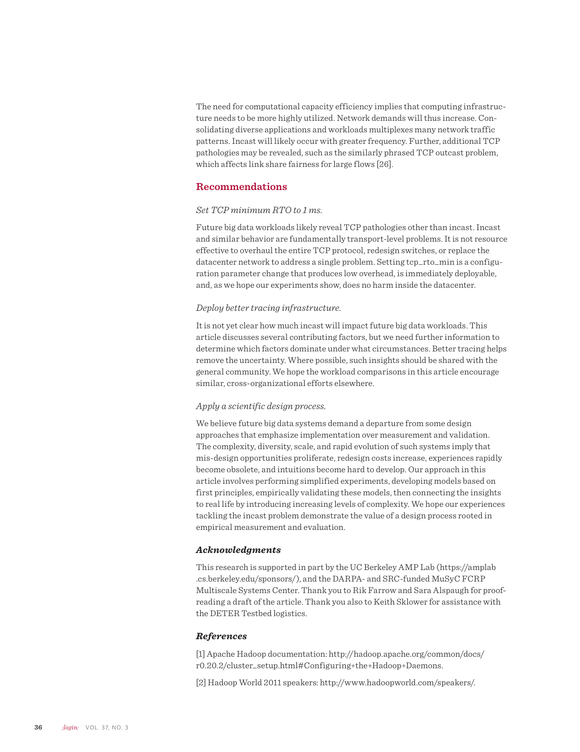The need for computational capacity efficiency implies that computing infrastructure needs to be more highly utilized. Network demands will thus increase. Consolidating diverse applications and workloads multiplexes many network traffic patterns. Incast will likely occur with greater frequency. Further, additional TCP pathologies may be revealed, such as the similarly phrased TCP outcast problem, which affects link share fairness for large flows [26].

## Recommendations

*Set TCP minimum RTO to 1 ms.*

Future big data workloads likely reveal TCP pathologies other than incast. Incast and similar behavior are fundamentally transport-level problems. It is not resource effective to overhaul the entire TCP protocol, redesign switches, or replace the datacenter network to address a single problem. Setting tcp_rto_min is a configuration parameter change that produces low overhead, is immediately deployable, and, as we hope our experiments show, does no harm inside the datacenter.

*Deploy better tracing infrastructure.*

It is not yet clear how much incast will impact future big data workloads. This article discusses several contributing factors, but we need further information to determine which factors dominate under what circumstances. Better tracing helps remove the uncertainty. Where possible, such insights should be shared with the general community. We hope the workload comparisons in this article encourage similar, cross-organizational efforts elsewhere.

*Apply a scientific design process.*

We believe future big data systems demand a departure from some design approaches that emphasize implementation over measurement and validation. The complexity, diversity, scale, and rapid evolution of such systems imply that mis-design opportunities proliferate, redesign costs increase, experiences rapidly become obsolete, and intuitions become hard to develop. Our approach in this article involves performing simplified experiments, developing models based on first principles, empirically validating these models, then connecting the insights to real life by introducing increasing levels of complexity. We hope our experiences tackling the incast problem demonstrate the value of a design process rooted in empirical measurement and evaluation.

### *Acknowledgments*

This research is supported in part by the UC Berkeley AMP Lab (https://amplab.cs.berkeley.edu/sponsors/), and the DARPA- and SRC-funded MuSyC FCRP Multiscale Systems Center. Thank you to Rik Farrow and Sara Alspaugh for proofreading a draft of the article. Thank you also to Keith Sklower for assistance with the DETER Testbed logistics.

### *References*

[1] Apache Hadoop documentation: http://hadoop.apache.org/common/docs/r0.20.2/cluster_setup.html#Configuring+the+Hadoop+Daemons.

[2] Hadoop World 2011 speakers: http://www.hadoopworld.com/speakers/.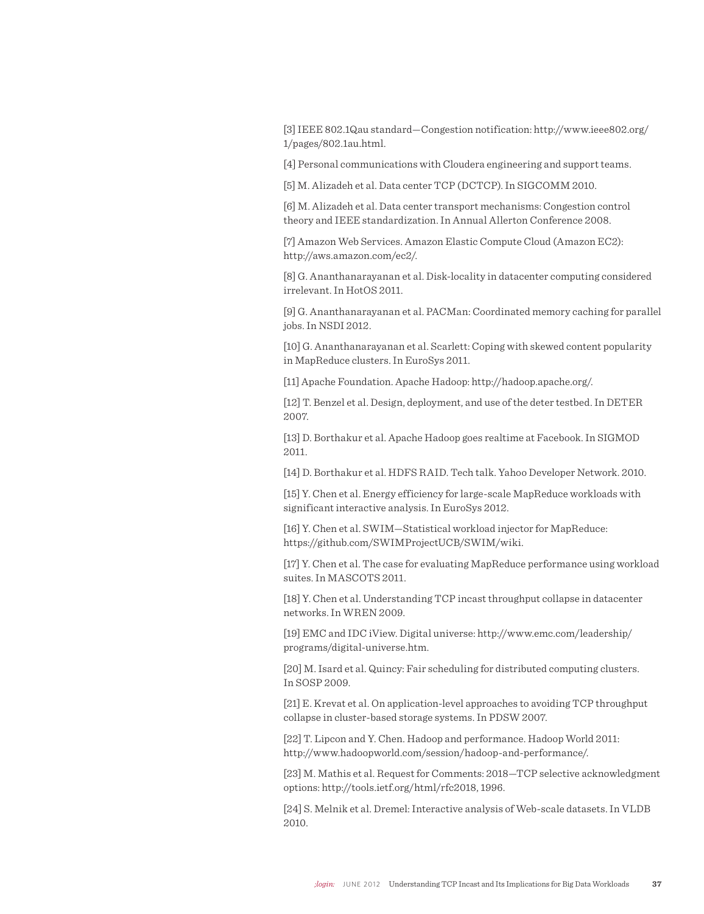[3] IEEE 802.1Qau standard—Congestion notification: http://www.ieee802.org/1/pages/802.1au.html.

[4] Personal communications with Cloudera engineering and support teams.

[5] M. Alizadeh et al. Data center TCP (DCTCP). In SIGCOMM 2010.

[6] M. Alizadeh et al. Data center transport mechanisms: Congestion control theory and IEEE standardization. In Annual Allerton Conference 2008.

[7] Amazon Web Services. Amazon Elastic Compute Cloud (Amazon EC2): http://aws.amazon.com/ec2/.

[8] G. Ananthanarayanan et al. Disk-locality in datacenter computing considered irrelevant. In HotOS 2011.

[9] G. Ananthanarayanan et al. PACMan: Coordinated memory caching for parallel jobs. In NSDI 2012.

[10] G. Ananthanarayanan et al. Scarlett: Coping with skewed content popularity in MapReduce clusters. In EuroSys 2011.

[11] Apache Foundation. Apache Hadoop: http://hadoop.apache.org/.

[12] T. Benzel et al. Design, deployment, and use of the deter testbed. In DETER 2007.

[13] D. Borthakur et al. Apache Hadoop goes realtime at Facebook. In SIGMOD 2011.

[14] D. Borthakur et al. HDFS RAID. Tech talk. Yahoo Developer Network. 2010.

[15] Y. Chen et al. Energy efficiency for large-scale MapReduce workloads with significant interactive analysis. In EuroSys 2012.

[16] Y. Chen et al. SWIM—Statistical workload injector for MapReduce: https://github.com/SWIMProjectUCB/SWIM/wiki.

[17] Y. Chen et al. The case for evaluating MapReduce performance using workload suites. In MASCOTS 2011.

[18] Y. Chen et al. Understanding TCP incast throughput collapse in datacenter networks. In WREN 2009.

[19] EMC and IDC iView. Digital universe: http://www.emc.com/leadership/programs/digital-universe.htm.

[20] M. Isard et al. Quincy: Fair scheduling for distributed computing clusters. In SOSP 2009.

[21] E. Krevat et al. On application-level approaches to avoiding TCP throughput collapse in cluster-based storage systems. In PDSW 2007.

[22] T. Lipcon and Y. Chen. Hadoop and performance. Hadoop World 2011: http://www.hadoopworld.com/session/hadoop-and-performance/.

[23] M. Mathis et al. Request for Comments: 2018—TCP selective acknowledgment options: http://tools.ietf.org/html/rfc2018, 1996.

[24] S. Melnik et al. Dremel: Interactive analysis of Web-scale datasets. In VLDB 2010.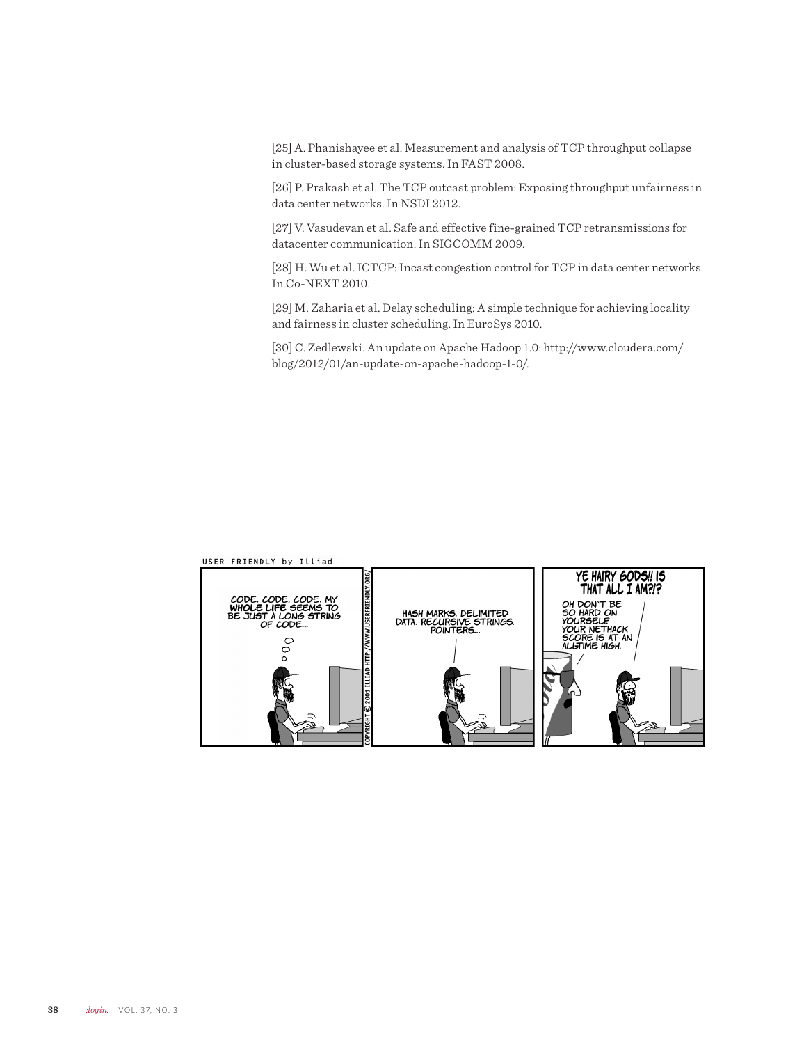[25] A. Phanishayee et al. Measurement and analysis of TCP throughput collapse in cluster-based storage systems. In FAST 2008.

[26] P. Prakash et al. The TCP outcast problem: Exposing throughput unfairness in data center networks. In NSDI 2012.

[27] V. Vasudevan et al. Safe and effective fine-grained TCP retransmissions for datacenter communication. In SIGCOMM 2009.

[28] H. Wu et al. ICTCP: Incast congestion control for TCP in data center networks. In Co-NEXT 2010.

[29] M. Zaharia et al. Delay scheduling: A simple technique for achieving locality and fairness in cluster scheduling. In EuroSys 2010.

[30] C. Zedlewski. An update on Apache Hadoop 1.0: http://www.cloudera.com/blog/2012/01/an-update-on-apache-hadoop-1-0/.